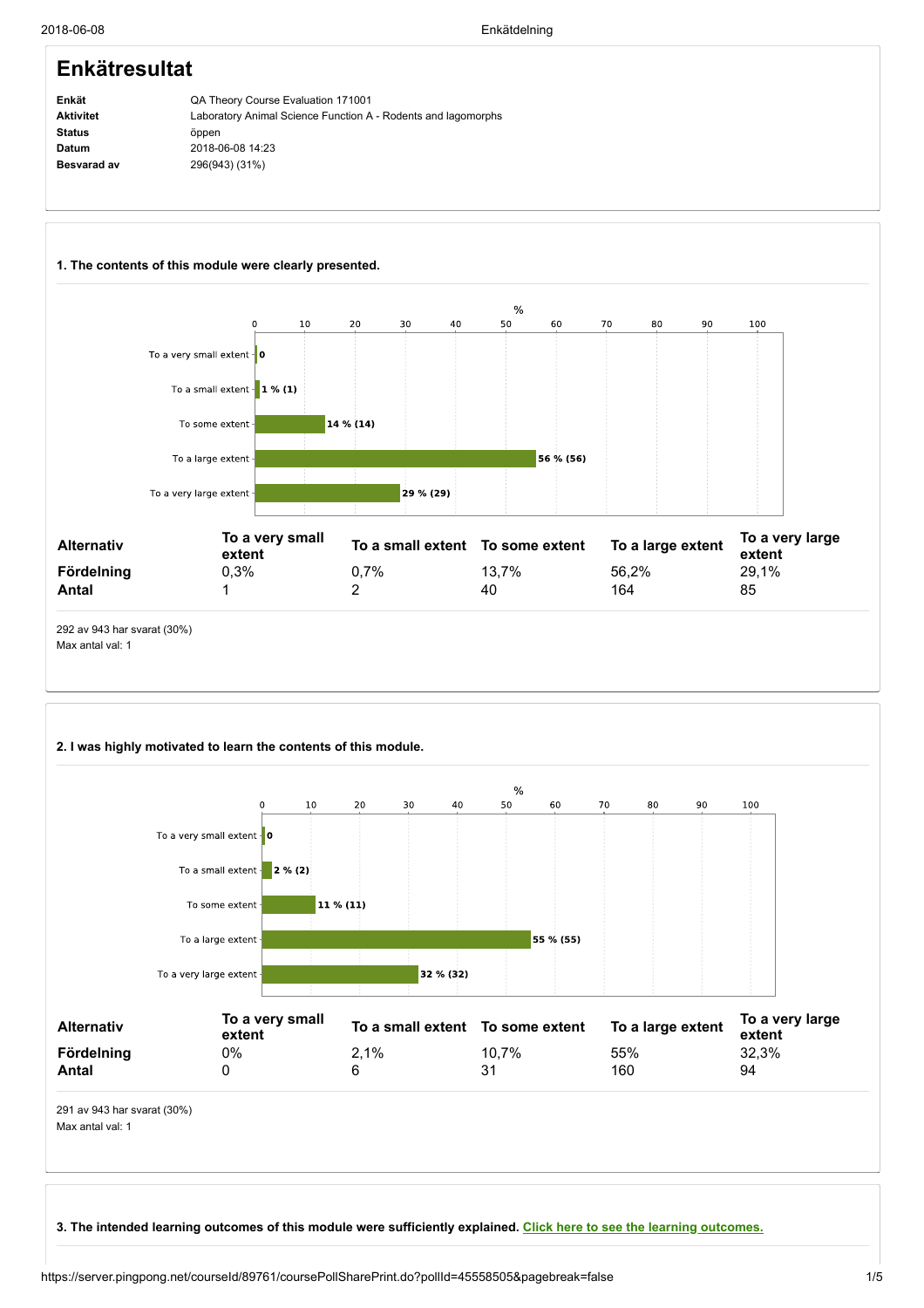# Enkätresultat

| | |
|---|---|
| **Enkät** | QA Theory Course Evaluation 171001 |
| **Aktivitet** | Laboratory Animal Science Function A - Rodents and lagomorphs |
| **Status** | öppen |
| **Datum** | 2018-06-08 14:23 |
| **Besvarad av** | 296(943) (31%) |

### 1. The contents of this module were clearly presented.

| Alternativ | To a very small extent | To a small extent | To some extent | To a large extent | To a very large extent |
|---|---|---|---|---|---|
| **Fördelning** | 0,3% | 0,7% | 13,7% | 56,2% | 29,1% |
| **Antal** | 1 | 2 | 40 | 164 | 85 |

292 av 943 har svarat (30%)
Max antal val: 1

### 2. I was highly motivated to learn the contents of this module.

| Alternativ | To a very small extent | To a small extent | To some extent | To a large extent | To a very large extent |
|---|---|---|---|---|---|
| **Fördelning** | 0% | 2,1% | 10,7% | 55% | 32,3% |
| **Antal** | 0 | 6 | 31 | 160 | 94 |

291 av 943 har svarat (30%)
Max antal val: 1

### 3. The intended learning outcomes of this module were sufficiently explained. Click here to see the learning outcomes.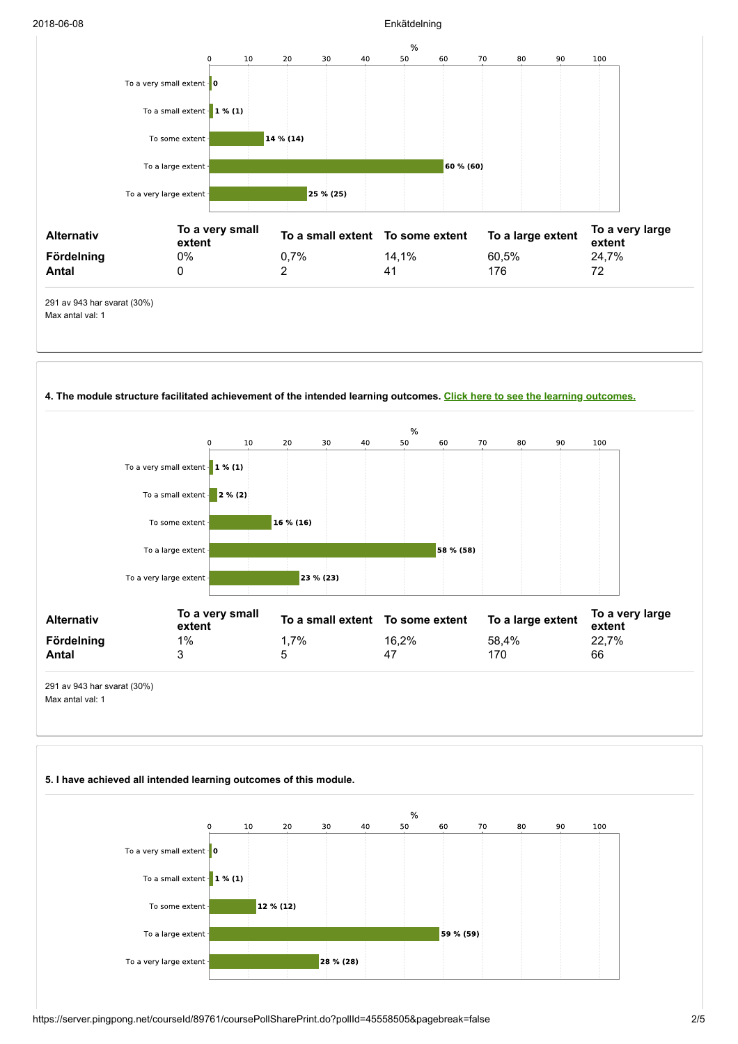| Alternativ | To a very small extent | To a small extent | To some extent | To a large extent | To a very large extent |
|---|---|---|---|---|---|
| Fördelning | 0% | 0,7% | 14,1% | 60,5% | 24,7% |
| Antal | 0 | 2 | 41 | 176 | 72 |

291 av 943 har svarat (30%)
Max antal val: 1

**4. The module structure facilitated achievement of the intended learning outcomes.** **Click here to see the learning outcomes.**

| Alternativ | To a very small extent | To a small extent | To some extent | To a large extent | To a very large extent |
|---|---|---|---|---|---|
| Fördelning | 1% | 1,7% | 16,2% | 58,4% | 22,7% |
| Antal | 3 | 5 | 47 | 170 | 66 |

291 av 943 har svarat (30%)
Max antal val: 1

**5. I have achieved all intended learning outcomes of this module.**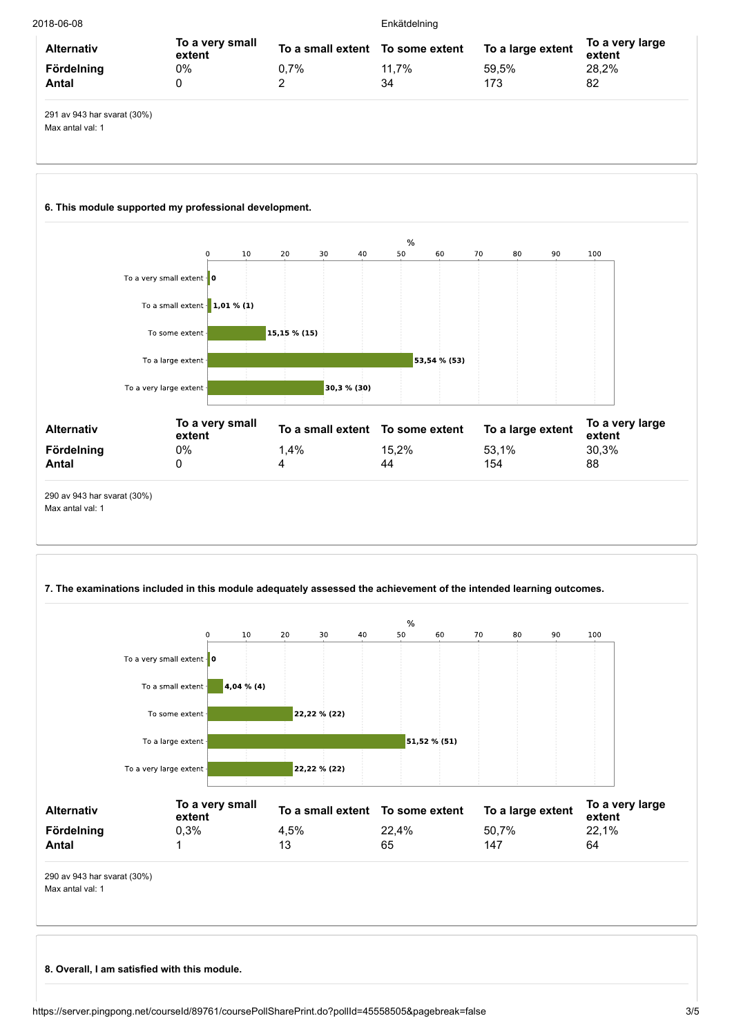| Alternativ | To a very small extent | To a small extent | To some extent | To a large extent | To a very large extent |
|---|---|---|---|---|---|
| Fördelning | 0% | 0,7% | 11,7% | 59,5% | 28,2% |
| Antal | 0 | 2 | 34 | 173 | 82 |

291 av 943 har svarat (30%)
Max antal val: 1

**6. This module supported my professional development.**

| % | |
|---|---|
| To a very small extent | 0 |
| To a small extent | 1,01 % (1) |
| To some extent | 15,15 % (15) |
| To a large extent | 53,54 % (53) |
| To a very large extent | 30,3 % (30) |

| Alternativ | To a very small extent | To a small extent | To some extent | To a large extent | To a very large extent |
|---|---|---|---|---|---|
| Fördelning | 0% | 1,4% | 15,2% | 53,1% | 30,3% |
| Antal | 0 | 4 | 44 | 154 | 88 |

290 av 943 har svarat (30%)
Max antal val: 1

**7. The examinations included in this module adequately assessed the achievement of the intended learning outcomes.**

| % | |
|---|---|
| To a very small extent | 0 |
| To a small extent | 4,04 % (4) |
| To some extent | 22,22 % (22) |
| To a large extent | 51,52 % (51) |
| To a very large extent | 22,22 % (22) |

| Alternativ | To a very small extent | To a small extent | To some extent | To a large extent | To a very large extent |
|---|---|---|---|---|---|
| Fördelning | 0,3% | 4,5% | 22,4% | 50,7% | 22,1% |
| Antal | 1 | 13 | 65 | 147 | 64 |

290 av 943 har svarat (30%)
Max antal val: 1

**8. Overall, I am satisfied with this module.**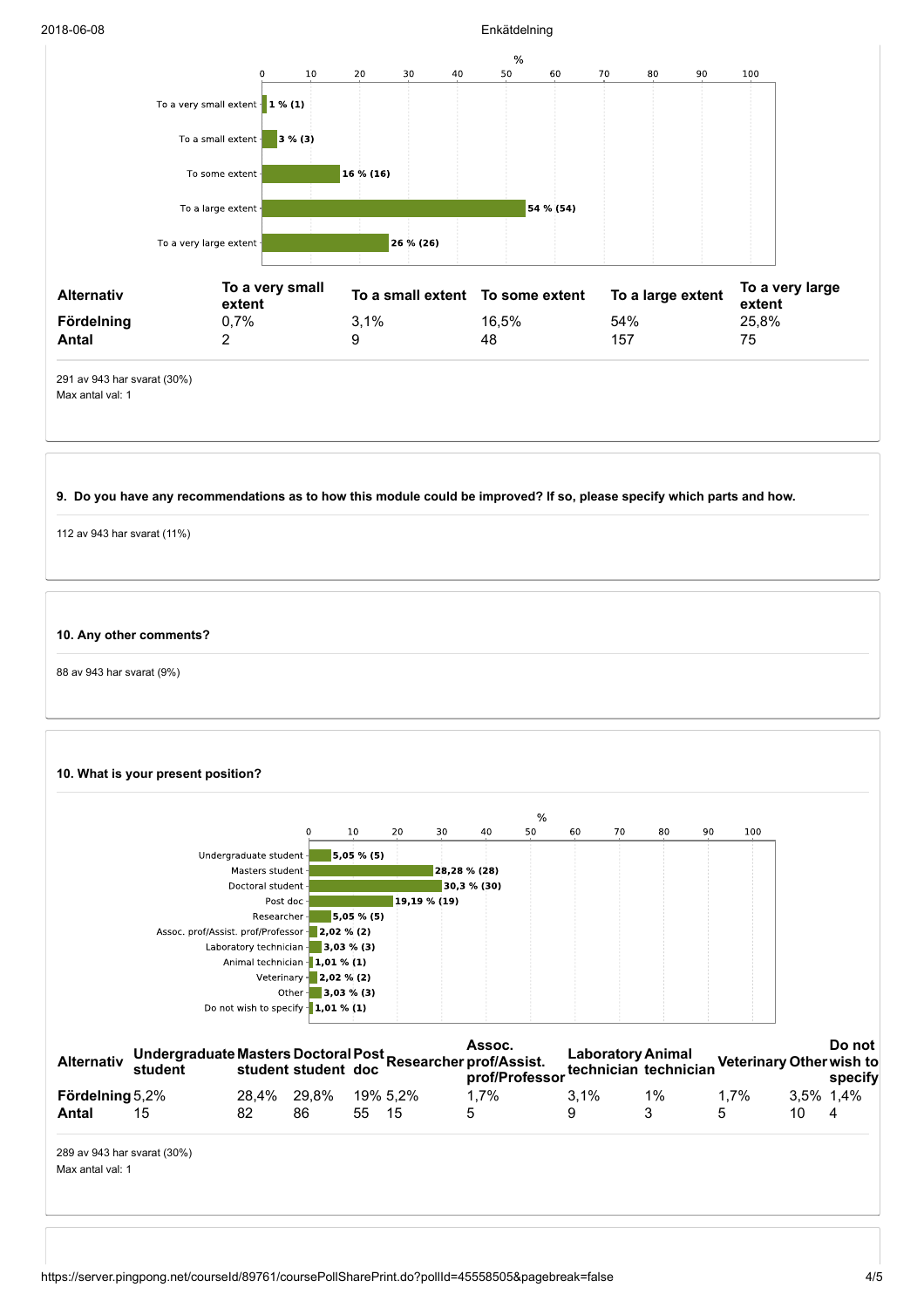| Alternativ | To a very small extent | To a small extent | To some extent | To a large extent | To a very large extent |
|---|---|---|---|---|---|
| Fördelning | 0,7% | 3,1% | 16,5% | 54% | 25,8% |
| Antal | 2 | 9 | 48 | 157 | 75 |

291 av 943 har svarat (30%)
Max antal val: 1

**9. Do you have any recommendations as to how this module could be improved? If so, please specify which parts and how.**

112 av 943 har svarat (11%)

**10. Any other comments?**

88 av 943 har svarat (9%)

**10. What is your present position?**

| Alternativ | Undergraduate student | Masters student | Doctoral student | Post doc | Researcher | Assoc. prof/Assist. prof/Professor | Laboratory technician | Animal technician | Veterinary | Other | Do not wish to specify |
|---|---|---|---|---|---|---|---|---|---|---|---|
| Fördelning | 5,2% | 28,4% | 29,8% | 19% | 5,2% | 1,7% | 3,1% | 1% | 1,7% | 3,5% | 1,4% |
| Antal | 15 | 82 | 86 | 55 | 15 | 5 | 9 | 3 | 5 | 10 | 4 |

289 av 943 har svarat (30%)
Max antal val: 1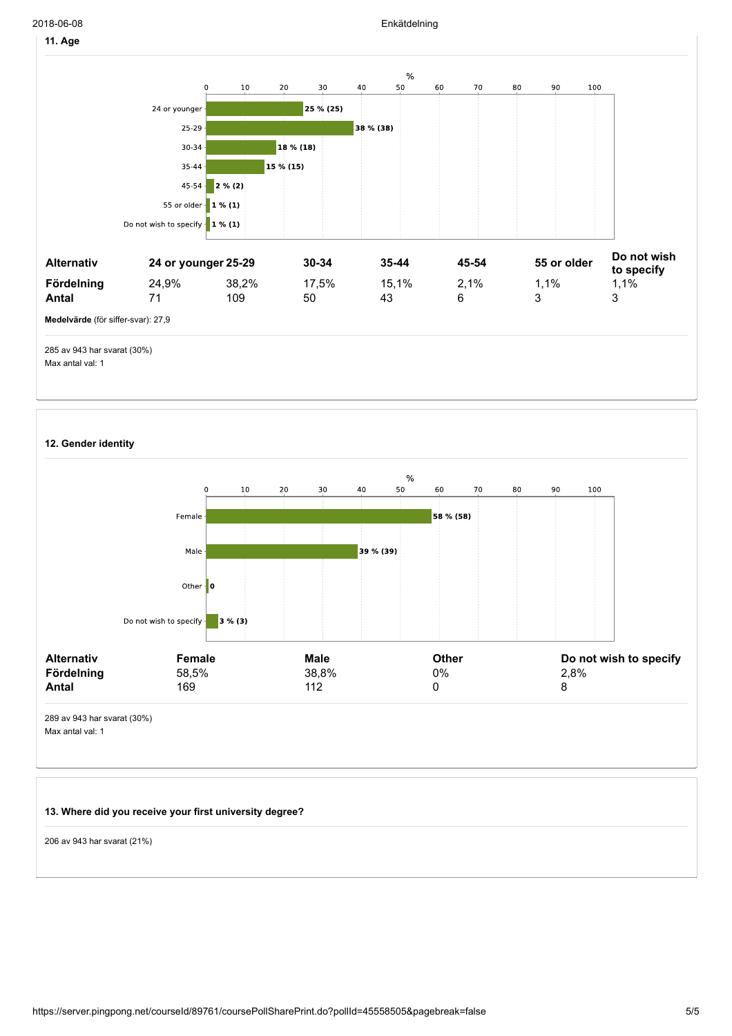### 11. Age

%

0 10 20 30 40 50 60 70 80 90 100

24 or younger 25 % (25)

25-29 38 % (38)

30-34 18 % (18)

35-44 15 % (15)

45-54 2 % (2)

55 or older 1 % (1)

Do not wish to specify 1 % (1)

| Alternativ | 24 or younger | 25-29 | 30-34 | 35-44 | 45-54 | 55 or older | Do not wish to specify |
|---|---|---|---|---|---|---|---|
| Fördelning | 24,9% | 38,2% | 17,5% | 15,1% | 2,1% | 1,1% | 1,1% |
| Antal | 71 | 109 | 50 | 43 | 6 | 3 | 3 |

**Medelvärde** (för siffer-svar): 27,9

285 av 943 har svarat (30%)
Max antal val: 1

### 12. Gender identity

%

0 10 20 30 40 50 60 70 80 90 100

Female 58 % (58)

Male 39 % (39)

Other 0

Do not wish to specify 3 % (3)

| Alternativ | Female | Male | Other | Do not wish to specify |
|---|---|---|---|---|
| Fördelning | 58,5% | 38,8% | 0% | 2,8% |
| Antal | 169 | 112 | 0 | 8 |

289 av 943 har svarat (30%)
Max antal val: 1

### 13. Where did you receive your first university degree?

206 av 943 har svarat (21%)